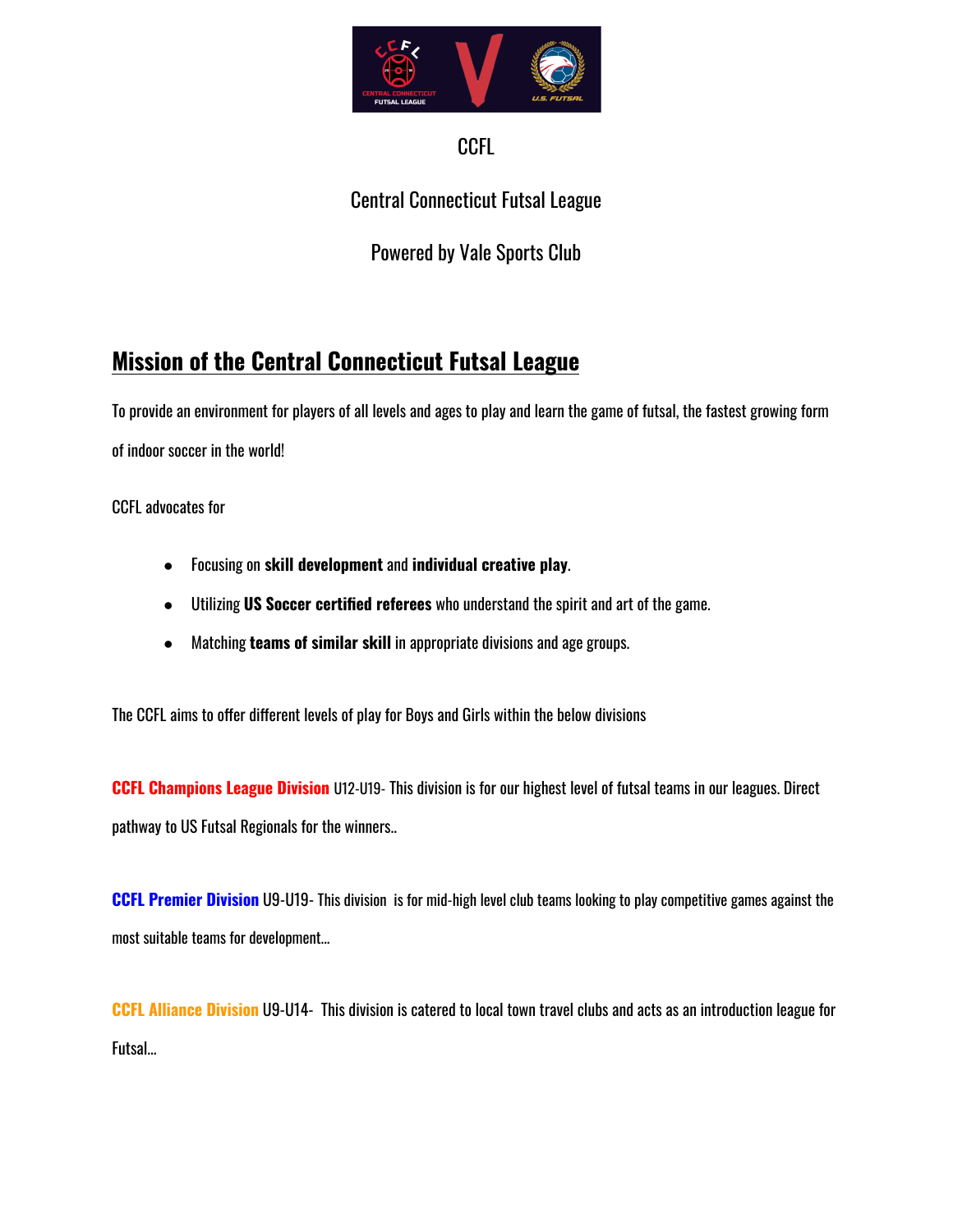CCFL

Central Connecticut Futsal League

Powered by Vale Sports Club

## Mission of the Central Connecticut Futsal League

To provide an environment for players of all levels and ages to play and learn the game of futsal, the fastest growing form of indoor soccer in the world!

CCFL advocates for

- Focusing on **skill development** and **individual creative play**.
- Utilizing **US Soccer certified referees** who understand the spirit and art of the game.
- Matching **teams of similar skill** in appropriate divisions and age groups.

The CCFL aims to offer different levels of play for Boys and Girls within the below divisions

**CCFL Champions League Division** U12-U19- This division is for our highest level of futsal teams in our leagues. Direct pathway to US Futsal Regionals for the winners..

**CCFL Premier Division** U9-U19- This division is for mid-high level club teams looking to play competitive games against the most suitable teams for development...

**CCFL Alliance Division** U9-U14- This division is catered to local town travel clubs and acts as an introduction league for Futsal...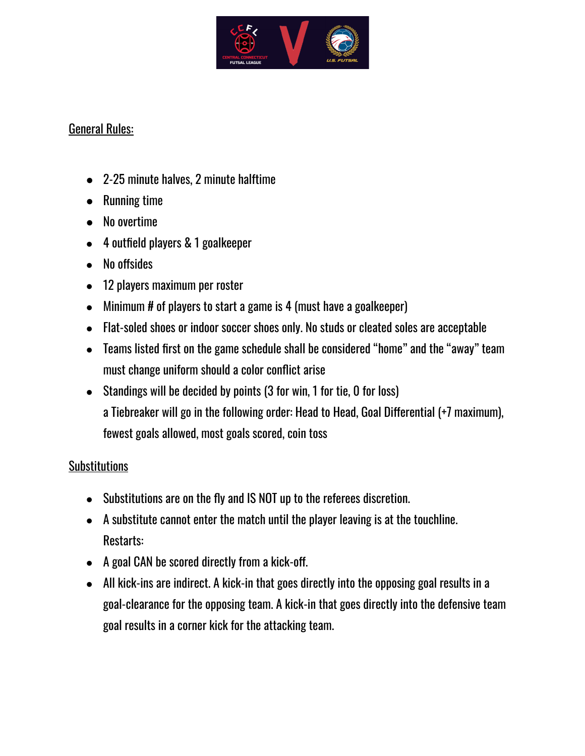## General Rules:

- 2-25 minute halves, 2 minute halftime
- Running time
- No overtime
- 4 outfield players & 1 goalkeeper
- No offsides
- 12 players maximum per roster
- Minimum # of players to start a game is 4 (must have a goalkeeper)
- Flat-soled shoes or indoor soccer shoes only. No studs or cleated soles are acceptable
- Teams listed first on the game schedule shall be considered "home" and the "away" team must change uniform should a color conflict arise
- Standings will be decided by points (3 for win, 1 for tie, 0 for loss)
  a Tiebreaker will go in the following order: Head to Head, Goal Differential (+7 maximum), fewest goals allowed, most goals scored, coin toss

## Substitutions

- Substitutions are on the fly and IS NOT up to the referees discretion.
- A substitute cannot enter the match until the player leaving is at the touchline.
  Restarts:
- A goal CAN be scored directly from a kick-off.
- All kick-ins are indirect. A kick-in that goes directly into the opposing goal results in a goal-clearance for the opposing team. A kick-in that goes directly into the defensive team goal results in a corner kick for the attacking team.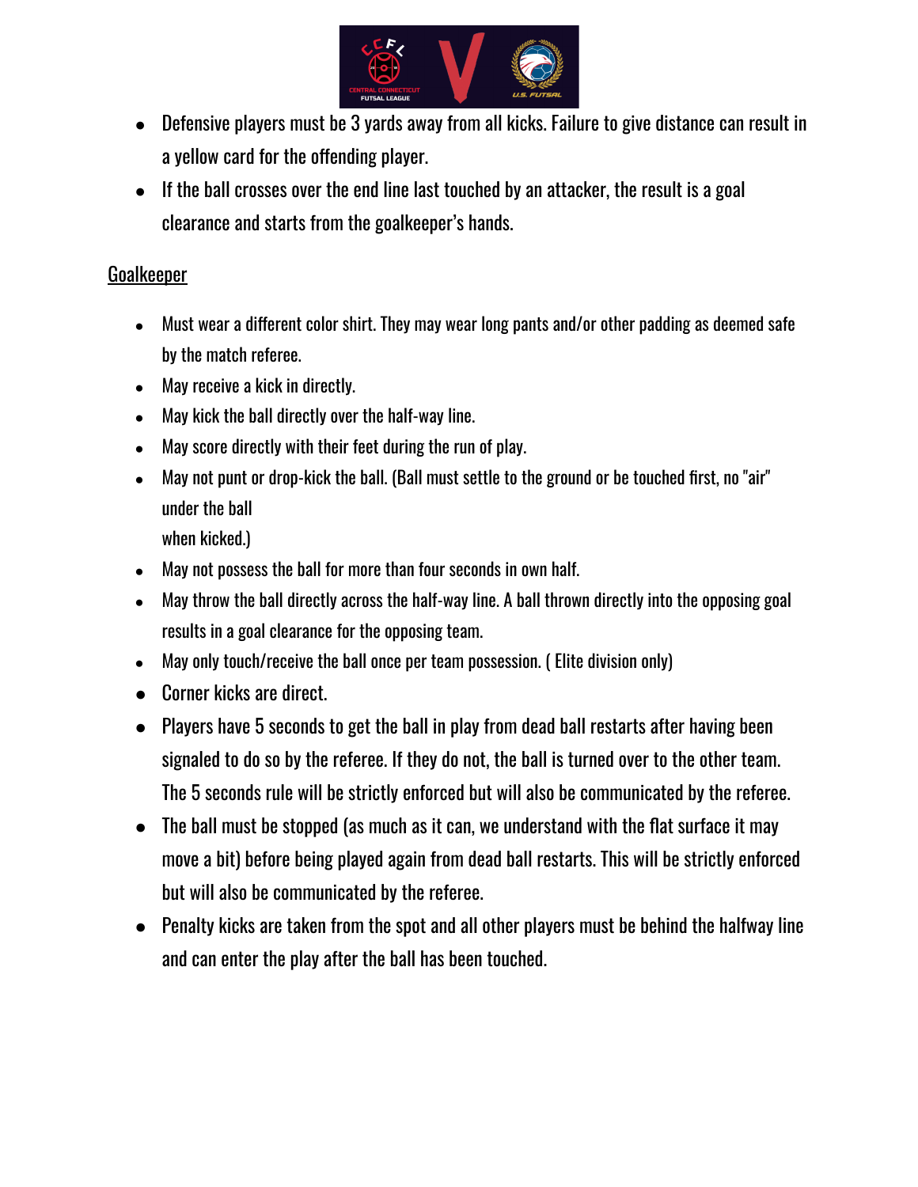- Defensive players must be 3 yards away from all kicks. Failure to give distance can result in a yellow card for the offending player.
- If the ball crosses over the end line last touched by an attacker, the result is a goal clearance and starts from the goalkeeper's hands.

## Goalkeeper

- Must wear a different color shirt. They may wear long pants and/or other padding as deemed safe by the match referee.
- May receive a kick in directly.
- May kick the ball directly over the half-way line.
- May score directly with their feet during the run of play.
- May not punt or drop-kick the ball. (Ball must settle to the ground or be touched first, no "air" under the ball when kicked.)
- May not possess the ball for more than four seconds in own half.
- May throw the ball directly across the half-way line. A ball thrown directly into the opposing goal results in a goal clearance for the opposing team.
- May only touch/receive the ball once per team possession. ( Elite division only)
- Corner kicks are direct.
- Players have 5 seconds to get the ball in play from dead ball restarts after having been signaled to do so by the referee. If they do not, the ball is turned over to the other team. The 5 seconds rule will be strictly enforced but will also be communicated by the referee.
- The ball must be stopped (as much as it can, we understand with the flat surface it may move a bit) before being played again from dead ball restarts. This will be strictly enforced but will also be communicated by the referee.
- Penalty kicks are taken from the spot and all other players must be behind the halfway line and can enter the play after the ball has been touched.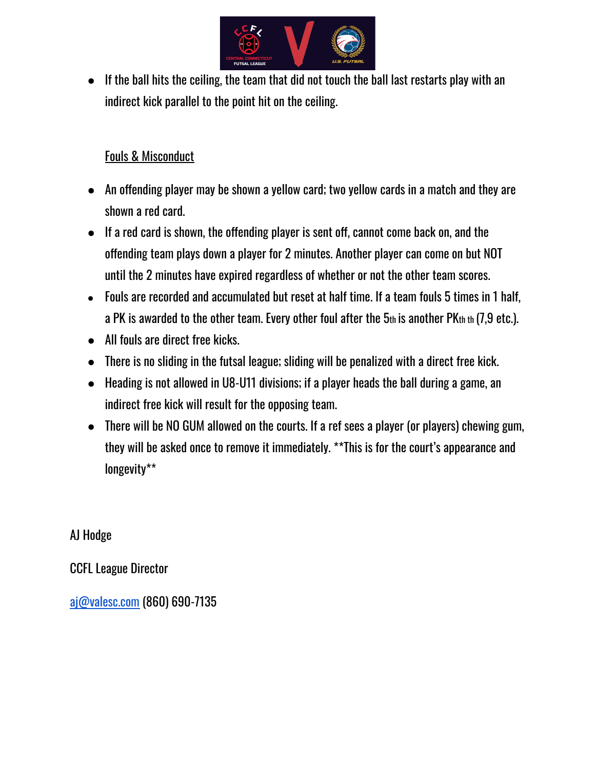- If the ball hits the ceiling, the team that did not touch the ball last restarts play with an indirect kick parallel to the point hit on the ceiling.

<u>Fouls & Misconduct</u>

- An offending player may be shown a yellow card; two yellow cards in a match and they are shown a red card.
- If a red card is shown, the offending player is sent off, cannot come back on, and the offending team plays down a player for 2 minutes. Another player can come on but NOT until the 2 minutes have expired regardless of whether or not the other team scores.
- Fouls are recorded and accumulated but reset at half time. If a team fouls 5 times in 1 half, a PK is awarded to the other team. Every other foul after the 5th is another PKth th (7,9 etc.).
- All fouls are direct free kicks.
- There is no sliding in the futsal league; sliding will be penalized with a direct free kick.
- Heading is not allowed in U8-U11 divisions; if a player heads the ball during a game, an indirect free kick will result for the opposing team.
- There will be NO GUM allowed on the courts. If a ref sees a player (or players) chewing gum, they will be asked once to remove it immediately. **This is for the court's appearance and longevity**

AJ Hodge

CCFL League Director

aj@valesc.com (860) 690-7135